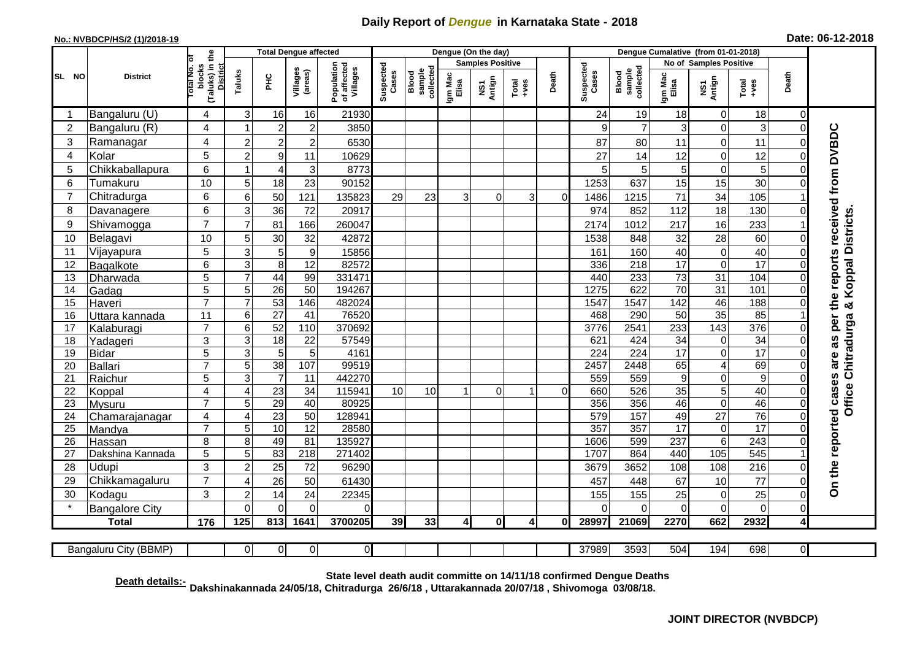# Daily Report of *Dengue* in Karnataka State - 2018

**No.: NVBDCP/HS/2 (1)/2018-19**

**Date: 06-12-2018**

| SL NO | District | Total No. of blocks (Taluks) in the District | Total Dengue affected | | | | Dengue (On the day) | | | | | | | Dengue Cumalative (from 01-01-2018) | | | | | | | |
|---|---|---|---|---|---|---|---|---|---|---|---|---|---|---|---|---|---|---|---|---|
| | | | Taluks | PHC | Villages (areas) | Population of affected Villages | Suspected Cases | Blood sample collected | Samples Positive | | | Death | Suspected Cases | Blood sample collected | No of Samples Positive | | | Death | |
| | | | | | | | | | Igm Mac Elisa | NS1 Antign | Total +ves | | | | Igm Mac Elisa | NS1 Antign | Total +ves | | |
| 1 | Bangaluru (U) | 4 | 3 | 16 | 16 | 21930 | | | | | | | 24 | 19 | 18 | 0 | 18 | 0 | On the reported cases are as per the reports received from DVBDC Office Chitradurga & Koppal Districts. |
| 2 | Bangaluru (R) | 4 | 1 | 2 | 2 | 3850 | | | | | | | 9 | 7 | 3 | 0 | 3 | 0 | |
| 3 | Ramanagar | 4 | 2 | 2 | 2 | 6530 | | | | | | | 87 | 80 | 11 | 0 | 11 | 0 | |
| 4 | Kolar | 5 | 2 | 9 | 11 | 10629 | | | | | | | 27 | 14 | 12 | 0 | 12 | 0 | |
| 5 | Chikkaballapura | 6 | 1 | 4 | 3 | 8773 | | | | | | | 5 | 5 | 5 | 0 | 5 | 0 | |
| 6 | Tumakuru | 10 | 5 | 18 | 23 | 90152 | | | | | | | 1253 | 637 | 15 | 15 | 30 | 0 | |
| 7 | Chitradurga | 6 | 6 | 50 | 121 | 135823 | 29 | 23 | 3 | 0 | 3 | 0 | 1486 | 1215 | 71 | 34 | 105 | 1 | |
| 8 | Davanagere | 6 | 3 | 36 | 72 | 20917 | | | | | | | 974 | 852 | 112 | 18 | 130 | 0 | |
| 9 | Shivamogga | 7 | 7 | 81 | 166 | 260047 | | | | | | | 2174 | 1012 | 217 | 16 | 233 | 1 | |
| 10 | Belagavi | 10 | 5 | 30 | 32 | 42872 | | | | | | | 1538 | 848 | 32 | 28 | 60 | 0 | |
| 11 | Vijayapura | 5 | 3 | 5 | 9 | 15856 | | | | | | | 161 | 160 | 40 | 0 | 40 | 0 | |
| 12 | Bagalkote | 6 | 3 | 8 | 12 | 82572 | | | | | | | 336 | 218 | 17 | 0 | 17 | 0 | |
| 13 | Dharwada | 5 | 7 | 44 | 99 | 331471 | | | | | | | 440 | 233 | 73 | 31 | 104 | 0 | |
| 14 | Gadag | 5 | 5 | 26 | 50 | 194267 | | | | | | | 1275 | 622 | 70 | 31 | 101 | 0 | |
| 15 | Haveri | 7 | 7 | 53 | 146 | 482024 | | | | | | | 1547 | 1547 | 142 | 46 | 188 | 0 | |
| 16 | Uttara kannada | 11 | 6 | 27 | 41 | 76520 | | | | | | | 468 | 290 | 50 | 35 | 85 | 1 | |
| 17 | Kalaburagi | 7 | 6 | 52 | 110 | 370692 | | | | | | | 3776 | 2541 | 233 | 143 | 376 | 0 | |
| 18 | Yadageri | 3 | 3 | 18 | 22 | 57549 | | | | | | | 621 | 424 | 34 | 0 | 34 | 0 | |
| 19 | Bidar | 5 | 3 | 5 | 5 | 4161 | | | | | | | 224 | 224 | 17 | 0 | 17 | 0 | |
| 20 | Ballari | 7 | 5 | 38 | 107 | 99519 | | | | | | | 2457 | 2448 | 65 | 4 | 69 | 0 | |
| 21 | Raichur | 5 | 3 | 7 | 11 | 442270 | | | | | | | 559 | 559 | 9 | 0 | 9 | 0 | |
| 22 | Koppal | 4 | 4 | 23 | 34 | 115941 | 10 | 10 | 1 | 0 | 1 | 0 | 660 | 526 | 35 | 5 | 40 | 0 | |
| 23 | Mysuru | 7 | 5 | 29 | 40 | 80925 | | | | | | | 356 | 356 | 46 | 0 | 46 | 0 | |
| 24 | Chamarajanagar | 4 | 4 | 23 | 50 | 128941 | | | | | | | 579 | 157 | 49 | 27 | 76 | 0 | |
| 25 | Mandya | 7 | 5 | 10 | 12 | 28580 | | | | | | | 357 | 357 | 17 | 0 | 17 | 0 | |
| 26 | Hassan | 8 | 8 | 49 | 81 | 135927 | | | | | | | 1606 | 599 | 237 | 6 | 243 | 0 | |
| 27 | Dakshina Kannada | 5 | 5 | 83 | 218 | 271402 | | | | | | | 1707 | 864 | 440 | 105 | 545 | 1 | |
| 28 | Udupi | 3 | 2 | 25 | 72 | 96290 | | | | | | | 3679 | 3652 | 108 | 108 | 216 | 0 | |
| 29 | Chikkamagaluru | 7 | 4 | 26 | 50 | 61430 | | | | | | | 457 | 448 | 67 | 10 | 77 | 0 | |
| 30 | Kodagu | 3 | 2 | 14 | 24 | 22345 | | | | | | | 155 | 155 | 25 | 0 | 25 | 0 | |
| * | Bangalore City | | 0 | 0 | 0 | 0 | | | | | | | 0 | 0 | 0 | 0 | 0 | 0 | |
| | **Total** | **176** | **125** | **813** | **1641** | **3700205** | **39** | **33** | **4** | **0** | **4** | **0** | **28997** | **21069** | **2270** | **662** | **2932** | **4** | |

| Bangaluru City (BBMP) | | 0 | 0 | 0 | 0 | | | | | | | 37989 | 3593 | 504 | 194 | 698 | 0 |
|---|---|---|---|---|---|---|---|---|---|---|---|---|---|---|---|---|---|

**Death details:-** **State level death audit committe on 14/11/18 confirmed Dengue Deaths Dakshinakannada 24/05/18, Chitradurga 26/6/18 , Uttarakannada 20/07/18 , Shivomoga 03/08/18.**

**JOINT DIRECTOR (NVBDCP)**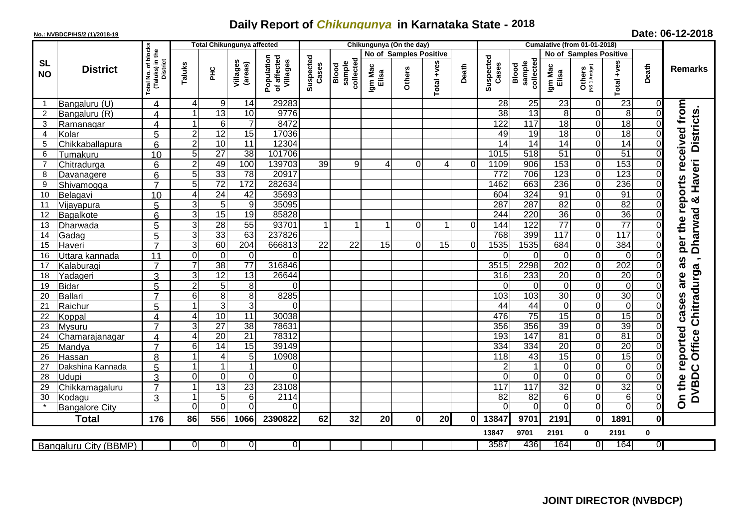# Daily Report of *Chikungunya* in Karnataka State - 2018

**No.: NVBDCP/HS/2 (1)/2018-19**

**Date: 06-12-2018**

| SL NO | District | Total No. of blocks (Taluks) in the District | Total Chikungunya affected | | | | Chikungunya (On the day) | | | | | | | Cumalative (from 01-01-2018) | | | | | | | Remarks |
|---|---|---|---|---|---|---|---|---|---|---|---|---|---|---|---|---|---|---|---|---|---|
| | | | Taluks | PHC | Villages (areas) | Population of affected Villages | Suspected Cases | Blood sample collected | No of Samples Positive | | | Death | Suspected Cases | Blood sample collected | No of Samples Positive | | | Death | |
| | | | | | | | | | Igm Mac Elisa | Others | Total +ves | | | | Igm Mac Elisa | Others (NS 1 Antign) | Total +ves | | |
| 1 | Bangaluru (U) | 4 | 4 | 9 | 14 | 29283 | | | | | | | 28 | 25 | 23 | 0 | 23 | 0 | On the reported cases are as per the reports received from DVBDC Office Chitradurga , Dharwad & Haveri Districts. |
| 2 | Bangaluru (R) | 4 | 1 | 13 | 10 | 9776 | | | | | | | 38 | 13 | 8 | 0 | 8 | 0 | |
| 3 | Ramanagar | 4 | 1 | 6 | 7 | 8472 | | | | | | | 122 | 117 | 18 | 0 | 18 | 0 | |
| 4 | Kolar | 5 | 2 | 12 | 15 | 17036 | | | | | | | 49 | 19 | 18 | 0 | 18 | 0 | |
| 5 | Chikkaballapura | 6 | 2 | 10 | 11 | 12304 | | | | | | | 14 | 14 | 14 | 0 | 14 | 0 | |
| 6 | Tumakuru | 10 | 5 | 27 | 38 | 101706 | | | | | | | 1015 | 518 | 51 | 0 | 51 | 0 | |
| 7 | Chitradurga | 6 | 2 | 49 | 100 | 139703 | 39 | 9 | 4 | 0 | 4 | 0 | 1109 | 906 | 153 | 0 | 153 | 0 | |
| 8 | Davanagere | 6 | 5 | 33 | 78 | 20917 | | | | | | | 772 | 706 | 123 | 0 | 123 | 0 | |
| 9 | Shivamogga | 7 | 5 | 72 | 172 | 282634 | | | | | | | 1462 | 663 | 236 | 0 | 236 | 0 | |
| 10 | Belagavi | 10 | 4 | 24 | 42 | 35693 | | | | | | | 604 | 324 | 91 | 0 | 91 | 0 | |
| 11 | Vijayapura | 5 | 3 | 5 | 9 | 35095 | | | | | | | 287 | 287 | 82 | 0 | 82 | 0 | |
| 12 | Bagalkote | 6 | 3 | 15 | 19 | 85828 | | | | | | | 244 | 220 | 36 | 0 | 36 | 0 | |
| 13 | Dharwada | 5 | 3 | 28 | 55 | 93701 | 1 | 1 | 1 | 0 | 1 | 0 | 144 | 122 | 77 | 0 | 77 | 0 | |
| 14 | Gadag | 5 | 3 | 33 | 63 | 237826 | | | | | | | 768 | 399 | 117 | 0 | 117 | 0 | |
| 15 | Haveri | 7 | 3 | 60 | 204 | 666813 | 22 | 22 | 15 | 0 | 15 | 0 | 1535 | 1535 | 684 | 0 | 384 | 0 | |
| 16 | Uttara kannada | 11 | 0 | 0 | 0 | 0 | | | | | | | 0 | 0 | 0 | 0 | 0 | 0 | |
| 17 | Kalaburagi | 7 | 7 | 38 | 77 | 316846 | | | | | | | 3515 | 2298 | 202 | 0 | 202 | 0 | |
| 18 | Yadageri | 3 | 3 | 12 | 13 | 26644 | | | | | | | 316 | 233 | 20 | 0 | 20 | 0 | |
| 19 | Bidar | 5 | 2 | 5 | 8 | 0 | | | | | | | 0 | 0 | 0 | 0 | 0 | 0 | |
| 20 | Ballari | 7 | 6 | 8 | 8 | 8285 | | | | | | | 103 | 103 | 30 | 0 | 30 | 0 | |
| 21 | Raichur | 5 | 1 | 3 | 3 | 0 | | | | | | | 44 | 44 | 0 | 0 | 0 | 0 | |
| 22 | Koppal | 4 | 4 | 10 | 11 | 30038 | | | | | | | 476 | 75 | 15 | 0 | 15 | 0 | |
| 23 | Mysuru | 7 | 3 | 27 | 38 | 78631 | | | | | | | 356 | 356 | 39 | 0 | 39 | 0 | |
| 24 | Chamarajanagar | 4 | 4 | 20 | 21 | 78312 | | | | | | | 193 | 147 | 81 | 0 | 81 | 0 | |
| 25 | Mandya | 7 | 6 | 14 | 15 | 39149 | | | | | | | 334 | 334 | 20 | 0 | 20 | 0 | |
| 26 | Hassan | 8 | 1 | 4 | 5 | 10908 | | | | | | | 118 | 43 | 15 | 0 | 15 | 0 | |
| 27 | Dakshina Kannada | 5 | 1 | 1 | 1 | 0 | | | | | | | 2 | 1 | 0 | 0 | 0 | 0 | |
| 28 | Udupi | 3 | 0 | 0 | 0 | 0 | | | | | | | 0 | 0 | 0 | 0 | 0 | 0 | |
| 29 | Chikkamagaluru | 7 | 1 | 13 | 23 | 23108 | | | | | | | 117 | 117 | 32 | 0 | 32 | 0 | |
| 30 | Kodagu | 3 | 1 | 5 | 6 | 2114 | | | | | | | 82 | 82 | 6 | 0 | 6 | 0 | |
| * | Bangalore City | | 0 | 0 | 0 | 0 | | | | | | | 0 | 0 | 0 | 0 | 0 | 0 | |
| **Total** | | **176** | **86** | **556** | **1066** | **2390822** | **62** | **32** | **20** | **0** | **20** | **0** | **13847** | **9701** | **2191** | **0** | **1891** | **0** | |
| | | | | | | | | | | | | | 13847 | 9701 | 2191 | 0 | 2191 | 0 | |
| | Bangaluru City (BBMP) | | 0 | 0 | 0 | 0 | | | | | | | 3587 | 436 | 164 | 0 | 164 | 0 | |

**JOINT DIRECTOR (NVBDCP)**